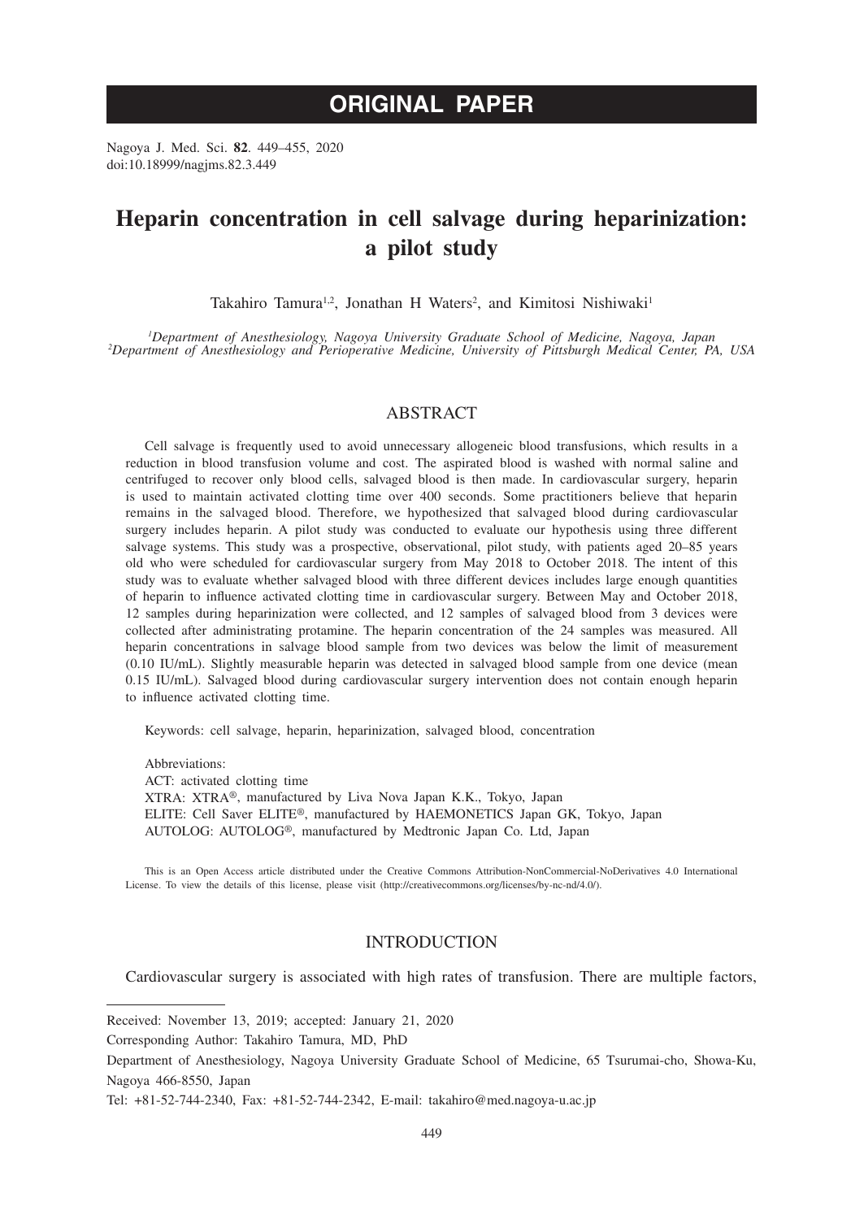**ORIGINAL PAPER**

Nagoya J. Med. Sci. **82**. 449–455, 2020
doi:10.18999/nagjms.82.3.449

# Heparin concentration in cell salvage during heparinization: a pilot study

Takahiro Tamura[1,2], Jonathan H Waters[2], and Kimitosi Nishiwaki[1]

[1]*Department of Anesthesiology, Nagoya University Graduate School of Medicine, Nagoya, Japan*
[2]*Department of Anesthesiology and Perioperative Medicine, University of Pittsburgh Medical Center, PA, USA*

## ABSTRACT

Cell salvage is frequently used to avoid unnecessary allogeneic blood transfusions, which results in a reduction in blood transfusion volume and cost. The aspirated blood is washed with normal saline and centrifuged to recover only blood cells, salvaged blood is then made. In cardiovascular surgery, heparin is used to maintain activated clotting time over 400 seconds. Some practitioners believe that heparin remains in the salvaged blood. Therefore, we hypothesized that salvaged blood during cardiovascular surgery includes heparin. A pilot study was conducted to evaluate our hypothesis using three different salvage systems. This study was a prospective, observational, pilot study, with patients aged 20–85 years old who were scheduled for cardiovascular surgery from May 2018 to October 2018. The intent of this study was to evaluate whether salvaged blood with three different devices includes large enough quantities of heparin to influence activated clotting time in cardiovascular surgery. Between May and October 2018, 12 samples during heparinization were collected, and 12 samples of salvaged blood from 3 devices were collected after administrating protamine. The heparin concentration of the 24 samples was measured. All heparin concentrations in salvage blood sample from two devices was below the limit of measurement (0.10 IU/mL). Slightly measurable heparin was detected in salvaged blood sample from one device (mean 0.15 IU/mL). Salvaged blood during cardiovascular surgery intervention does not contain enough heparin to influence activated clotting time.

Keywords: cell salvage, heparin, heparinization, salvaged blood, concentration

Abbreviations:
ACT: activated clotting time
XTRA: XTRA®, manufactured by Liva Nova Japan K.K., Tokyo, Japan
ELITE: Cell Saver ELITE®, manufactured by HAEMONETICS Japan GK, Tokyo, Japan
AUTOLOG: AUTOLOG®, manufactured by Medtronic Japan Co. Ltd, Japan

This is an Open Access article distributed under the Creative Commons Attribution-NonCommercial-NoDerivatives 4.0 International License. To view the details of this license, please visit (http://creativecommons.org/licenses/by-nc-nd/4.0/).

## INTRODUCTION

Cardiovascular surgery is associated with high rates of transfusion. There are multiple factors,

Received: November 13, 2019; accepted: January 21, 2020
Corresponding Author: Takahiro Tamura, MD, PhD
Department of Anesthesiology, Nagoya University Graduate School of Medicine, 65 Tsurumai-cho, Showa-Ku, Nagoya 466-8550, Japan
Tel: +81-52-744-2340, Fax: +81-52-744-2342, E-mail: takahiro@med.nagoya-u.ac.jp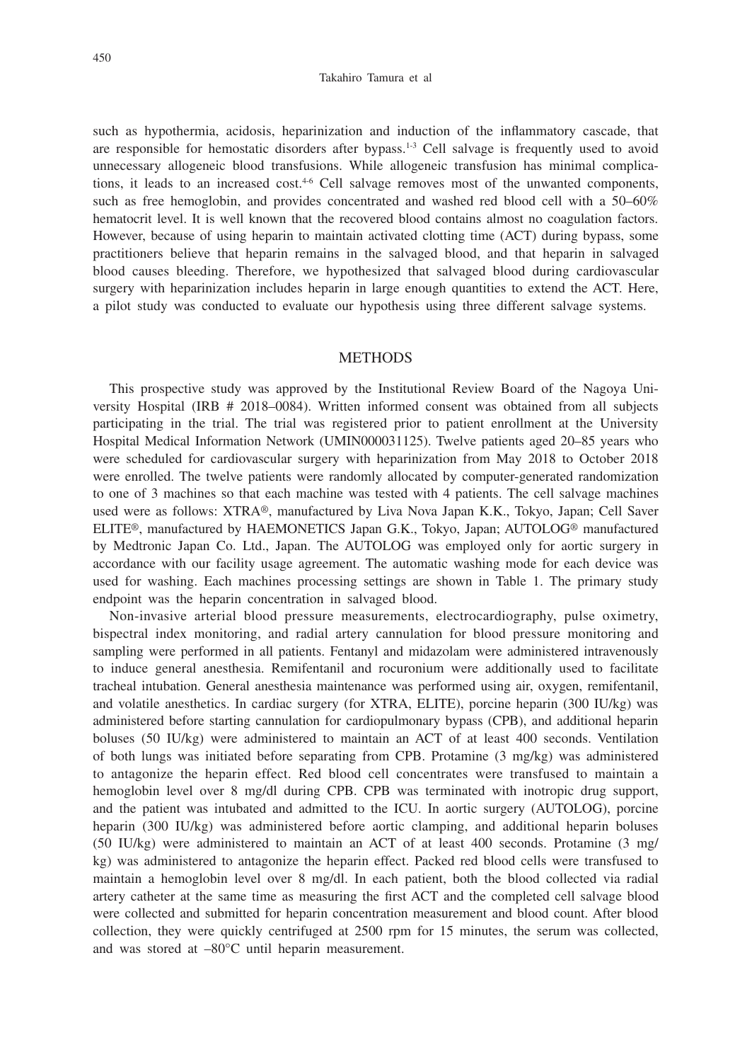such as hypothermia, acidosis, heparinization and induction of the inflammatory cascade, that are responsible for hemostatic disorders after bypass.[1-3] Cell salvage is frequently used to avoid unnecessary allogeneic blood transfusions. While allogeneic transfusion has minimal complications, it leads to an increased cost.[4-6] Cell salvage removes most of the unwanted components, such as free hemoglobin, and provides concentrated and washed red blood cell with a 50–60% hematocrit level. It is well known that the recovered blood contains almost no coagulation factors. However, because of using heparin to maintain activated clotting time (ACT) during bypass, some practitioners believe that heparin remains in the salvaged blood, and that heparin in salvaged blood causes bleeding. Therefore, we hypothesized that salvaged blood during cardiovascular surgery with heparinization includes heparin in large enough quantities to extend the ACT. Here, a pilot study was conducted to evaluate our hypothesis using three different salvage systems.

## METHODS

This prospective study was approved by the Institutional Review Board of the Nagoya University Hospital (IRB # 2018–0084). Written informed consent was obtained from all subjects participating in the trial. The trial was registered prior to patient enrollment at the University Hospital Medical Information Network (UMIN000031125). Twelve patients aged 20–85 years who were scheduled for cardiovascular surgery with heparinization from May 2018 to October 2018 were enrolled. The twelve patients were randomly allocated by computer-generated randomization to one of 3 machines so that each machine was tested with 4 patients. The cell salvage machines used were as follows: XTRA®, manufactured by Liva Nova Japan K.K., Tokyo, Japan; Cell Saver ELITE®, manufactured by HAEMONETICS Japan G.K., Tokyo, Japan; AUTOLOG® manufactured by Medtronic Japan Co. Ltd., Japan. The AUTOLOG was employed only for aortic surgery in accordance with our facility usage agreement. The automatic washing mode for each device was used for washing. Each machines processing settings are shown in Table 1. The primary study endpoint was the heparin concentration in salvaged blood.

Non-invasive arterial blood pressure measurements, electrocardiography, pulse oximetry, bispectral index monitoring, and radial artery cannulation for blood pressure monitoring and sampling were performed in all patients. Fentanyl and midazolam were administered intravenously to induce general anesthesia. Remifentanil and rocuronium were additionally used to facilitate tracheal intubation. General anesthesia maintenance was performed using air, oxygen, remifentanil, and volatile anesthetics. In cardiac surgery (for XTRA, ELITE), porcine heparin (300 IU/kg) was administered before starting cannulation for cardiopulmonary bypass (CPB), and additional heparin boluses (50 IU/kg) were administered to maintain an ACT of at least 400 seconds. Ventilation of both lungs was initiated before separating from CPB. Protamine (3 mg/kg) was administered to antagonize the heparin effect. Red blood cell concentrates were transfused to maintain a hemoglobin level over 8 mg/dl during CPB. CPB was terminated with inotropic drug support, and the patient was intubated and admitted to the ICU. In aortic surgery (AUTOLOG), porcine heparin (300 IU/kg) was administered before aortic clamping, and additional heparin boluses (50 IU/kg) were administered to maintain an ACT of at least 400 seconds. Protamine (3 mg/kg) was administered to antagonize the heparin effect. Packed red blood cells were transfused to maintain a hemoglobin level over 8 mg/dl. In each patient, both the blood collected via radial artery catheter at the same time as measuring the first ACT and the completed cell salvage blood were collected and submitted for heparin concentration measurement and blood count. After blood collection, they were quickly centrifuged at 2500 rpm for 15 minutes, the serum was collected, and was stored at –80°C until heparin measurement.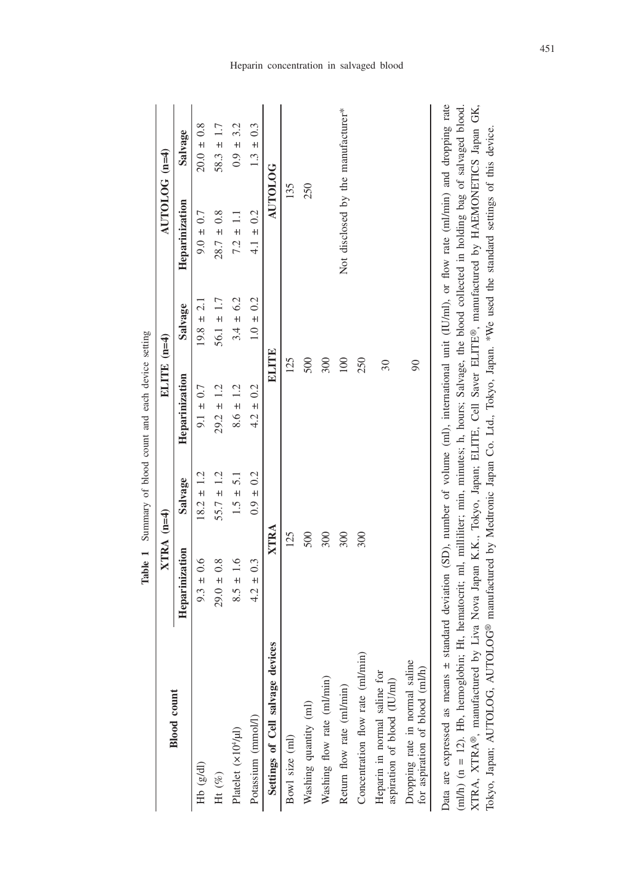**Table 1** Summary of blood count and each device setting

| Blood count | XTRA (n=4) | | ELITE (n=4) | | AUTOLOG (n=4) | |
|---|---|---|---|---|---|---|
| | Heparinization | Salvage | Heparinization | Salvage | Heparinization | Salvage |
| Hb (g/dl) | 9.3 ± 0.6 | 18.2 ± 1.2 | 9.1 ± 0.7 | 19.8 ± 2.1 | 9.0 ± 0.7 | 20.0 ± 0.8 |
| Ht (%) | 29.0 ± 0.8 | 55.7 ± 1.2 | 29.2 ± 1.2 | 56.1 ± 1.7 | 28.7 ± 0.8 | 58.3 ± 1.7 |
| Platelet ($\times 10^4$/μl) | 8.5 ± 1.6 | 1.5 ± 5.1 | 8.6 ± 1.2 | 3.4 ± 6.2 | 7.2 ± 1.1 | 0.9 ± 3.2 |
| Potassium (mmol/l) | 4.2 ± 0.3 | 0.9 ± 0.2 | 4.2 ± 0.2 | 1.0 ± 0.2 | 4.1 ± 0.2 | 1.3 ± 0.3 |
| **Settings of Cell salvage devices** | **XTRA** | | **ELITE** | | **AUTOLOG** | |
| Bowl size (ml) | 125 | | 125 | | 135 | |
| Washing quantity (ml) | 500 | | 500 | | 250 | |
| Washing flow rate (ml/min) | 300 | | 300 | | Not disclosed by the manufacturer* | |
| Return flow rate (ml/min) | 300 | | 100 | | | |
| Concentration flow rate (ml/min) | 300 | | 250 | | | |
| Heparin in normal saline for aspiration of blood (IU/ml) | | | 30 | | | |
| Dropping rate in normal saline for aspiration of blood (ml/h) | | | 90 | | | |

Data are expressed as means ± standard deviation (SD), number of volume (ml), international unit (IU/ml), or flow rate (ml/min) and dropping rate (ml/h) (n = 12). Hb, hemoglobin; Ht, hematocrit; ml, milliliter; min, minutes; h, hours; Salvage, the blood collected in holding bag of salvaged blood. XTRA, XTRA®, manufactured by Liva Nova Japan K.K., Tokyo, Japan; ELITE, Cell Saver ELITE®, manufactured by HAEMONETICS Japan GK, Tokyo, Japan; AUTOLOG, AUTOLOG® manufactured by Medtronic Japan Co. Ltd., Tokyo, Japan. *We used the standard settings of this device.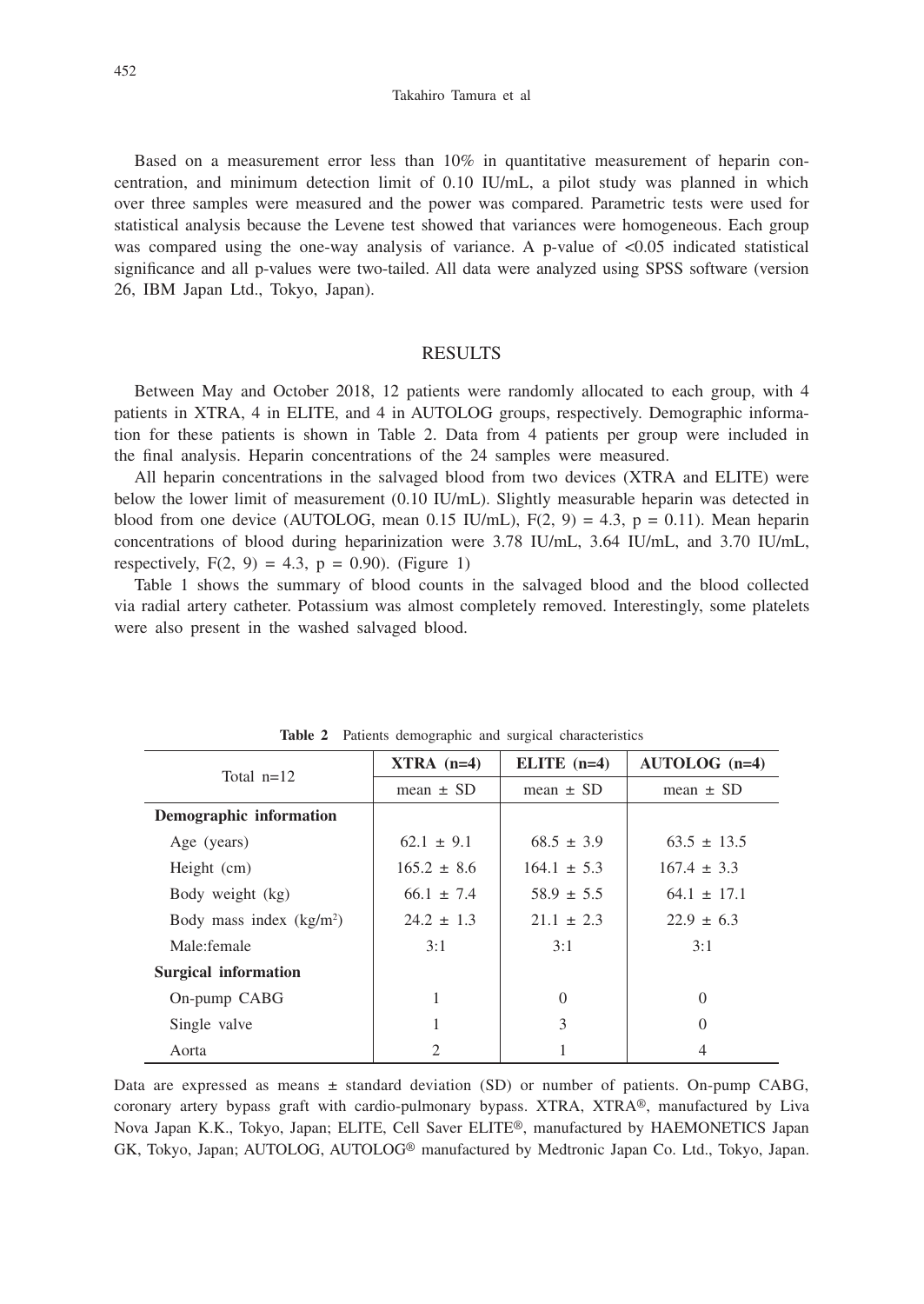Based on a measurement error less than 10% in quantitative measurement of heparin concentration, and minimum detection limit of 0.10 IU/mL, a pilot study was planned in which over three samples were measured and the power was compared. Parametric tests were used for statistical analysis because the Levene test showed that variances were homogeneous. Each group was compared using the one-way analysis of variance. A p-value of $<0.05$ indicated statistical significance and all p-values were two-tailed. All data were analyzed using SPSS software (version 26, IBM Japan Ltd., Tokyo, Japan).

## RESULTS

Between May and October 2018, 12 patients were randomly allocated to each group, with 4 patients in XTRA, 4 in ELITE, and 4 in AUTOLOG groups, respectively. Demographic information for these patients is shown in Table 2. Data from 4 patients per group were included in the final analysis. Heparin concentrations of the 24 samples were measured.

All heparin concentrations in the salvaged blood from two devices (XTRA and ELITE) were below the lower limit of measurement (0.10 IU/mL). Slightly measurable heparin was detected in blood from one device (AUTOLOG, mean 0.15 IU/mL), $F(2, 9) = 4.3$, $p = 0.11$). Mean heparin concentrations of blood during heparinization were 3.78 IU/mL, 3.64 IU/mL, and 3.70 IU/mL, respectively, $F(2, 9) = 4.3$, $p = 0.90$). (Figure 1)

Table 1 shows the summary of blood counts in the salvaged blood and the blood collected via radial artery catheter. Potassium was almost completely removed. Interestingly, some platelets were also present in the washed salvaged blood.

**Table 2** Patients demographic and surgical characteristics

| Total n=12 | XTRA (n=4) | ELITE (n=4) | AUTOLOG (n=4) |
|---|---|---|---|
| | mean ± SD | mean ± SD | mean ± SD |
| **Demographic information** | | | |
| Age (years) | 62.1 ± 9.1 | 68.5 ± 3.9 | 63.5 ± 13.5 |
| Height (cm) | 165.2 ± 8.6 | 164.1 ± 5.3 | 167.4 ± 3.3 |
| Body weight (kg) | 66.1 ± 7.4 | 58.9 ± 5.5 | 64.1 ± 17.1 |
| Body mass index ($kg/m^2$) | 24.2 ± 1.3 | 21.1 ± 2.3 | 22.9 ± 6.3 |
| Male:female | 3:1 | 3:1 | 3:1 |
| **Surgical information** | | | |
| On-pump CABG | 1 | 0 | 0 |
| Single valve | 1 | 3 | 0 |
| Aorta | 2 | 1 | 4 |

Data are expressed as means ± standard deviation (SD) or number of patients. On-pump CABG, coronary artery bypass graft with cardio-pulmonary bypass. XTRA, XTRA®, manufactured by Liva Nova Japan K.K., Tokyo, Japan; ELITE, Cell Saver ELITE®, manufactured by HAEMONETICS Japan GK, Tokyo, Japan; AUTOLOG, AUTOLOG® manufactured by Medtronic Japan Co. Ltd., Tokyo, Japan.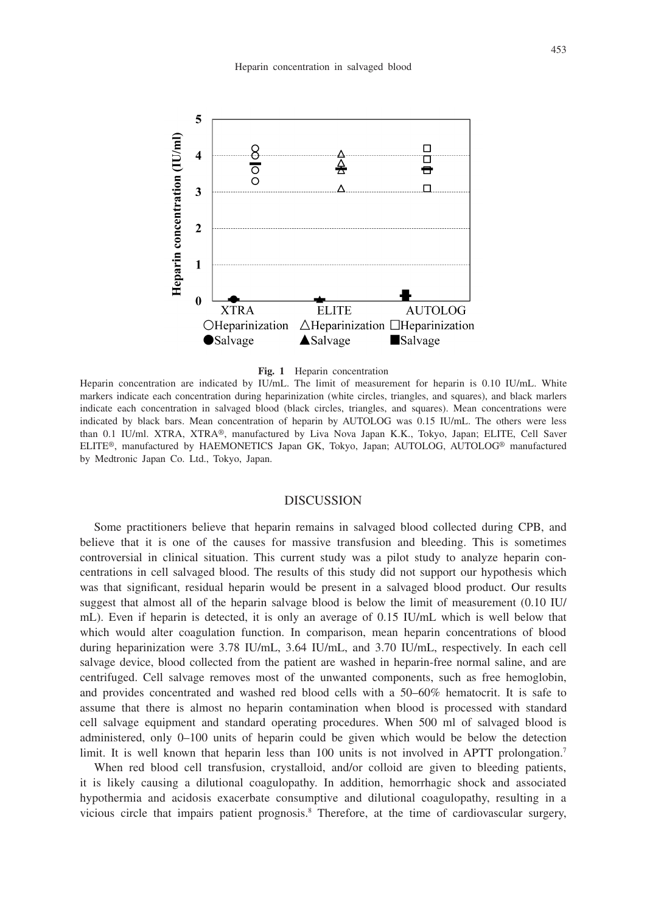**Fig. 1** Heparin concentration

Heparin concentration are indicated by IU/mL. The limit of measurement for heparin is 0.10 IU/mL. White markers indicate each concentration during heparinization (white circles, triangles, and squares), and black marlers indicate each concentration in salvaged blood (black circles, triangles, and squares). Mean concentrations were indicated by black bars. Mean concentration of heparin by AUTOLOG was 0.15 IU/mL. The others were less than 0.1 IU/ml. XTRA, XTRA®, manufactured by Liva Nova Japan K.K., Tokyo, Japan; ELITE, Cell Saver ELITE®, manufactured by HAEMONETICS Japan GK, Tokyo, Japan; AUTOLOG, AUTOLOG® manufactured by Medtronic Japan Co. Ltd., Tokyo, Japan.

## DISCUSSION

Some practitioners believe that heparin remains in salvaged blood collected during CPB, and believe that it is one of the causes for massive transfusion and bleeding. This is sometimes controversial in clinical situation. This current study was a pilot study to analyze heparin concentrations in cell salvaged blood. The results of this study did not support our hypothesis which was that significant, residual heparin would be present in a salvaged blood product. Our results suggest that almost all of the heparin salvage blood is below the limit of measurement (0.10 IU/mL). Even if heparin is detected, it is only an average of 0.15 IU/mL which is well below that which would alter coagulation function. In comparison, mean heparin concentrations of blood during heparinization were 3.78 IU/mL, 3.64 IU/mL, and 3.70 IU/mL, respectively. In each cell salvage device, blood collected from the patient are washed in heparin-free normal saline, and are centrifuged. Cell salvage removes most of the unwanted components, such as free hemoglobin, and provides concentrated and washed red blood cells with a 50–60% hematocrit. It is safe to assume that there is almost no heparin contamination when blood is processed with standard cell salvage equipment and standard operating procedures. When 500 ml of salvaged blood is administered, only 0–100 units of heparin could be given which would be below the detection limit. It is well known that heparin less than 100 units is not involved in APTT prolongation.[7]

When red blood cell transfusion, crystalloid, and/or colloid are given to bleeding patients, it is likely causing a dilutional coagulopathy. In addition, hemorrhagic shock and associated hypothermia and acidosis exacerbate consumptive and dilutional coagulopathy, resulting in a vicious circle that impairs patient prognosis.[8] Therefore, at the time of cardiovascular surgery,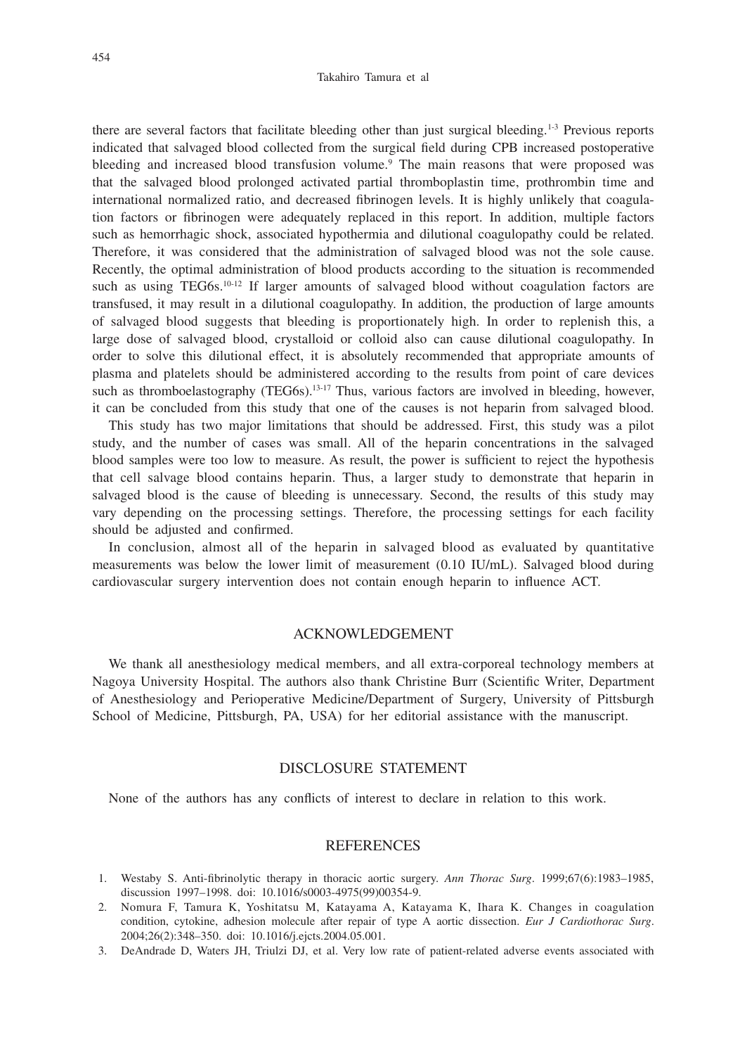there are several factors that facilitate bleeding other than just surgical bleeding.[1-3] Previous reports indicated that salvaged blood collected from the surgical field during CPB increased postoperative bleeding and increased blood transfusion volume.[9] The main reasons that were proposed was that the salvaged blood prolonged activated partial thromboplastin time, prothrombin time and international normalized ratio, and decreased fibrinogen levels. It is highly unlikely that coagulation factors or fibrinogen were adequately replaced in this report. In addition, multiple factors such as hemorrhagic shock, associated hypothermia and dilutional coagulopathy could be related. Therefore, it was considered that the administration of salvaged blood was not the sole cause. Recently, the optimal administration of blood products according to the situation is recommended such as using TEG6s.[10-12] If larger amounts of salvaged blood without coagulation factors are transfused, it may result in a dilutional coagulopathy. In addition, the production of large amounts of salvaged blood suggests that bleeding is proportionately high. In order to replenish this, a large dose of salvaged blood, crystalloid or colloid also can cause dilutional coagulopathy. In order to solve this dilutional effect, it is absolutely recommended that appropriate amounts of plasma and platelets should be administered according to the results from point of care devices such as thromboelastography (TEG6s).[13-17] Thus, various factors are involved in bleeding, however, it can be concluded from this study that one of the causes is not heparin from salvaged blood.

This study has two major limitations that should be addressed. First, this study was a pilot study, and the number of cases was small. All of the heparin concentrations in the salvaged blood samples were too low to measure. As result, the power is sufficient to reject the hypothesis that cell salvage blood contains heparin. Thus, a larger study to demonstrate that heparin in salvaged blood is the cause of bleeding is unnecessary. Second, the results of this study may vary depending on the processing settings. Therefore, the processing settings for each facility should be adjusted and confirmed.

In conclusion, almost all of the heparin in salvaged blood as evaluated by quantitative measurements was below the lower limit of measurement (0.10 IU/mL). Salvaged blood during cardiovascular surgery intervention does not contain enough heparin to influence ACT.

## ACKNOWLEDGEMENT

We thank all anesthesiology medical members, and all extra-corporeal technology members at Nagoya University Hospital. The authors also thank Christine Burr (Scientific Writer, Department of Anesthesiology and Perioperative Medicine/Department of Surgery, University of Pittsburgh School of Medicine, Pittsburgh, PA, USA) for her editorial assistance with the manuscript.

## DISCLOSURE STATEMENT

None of the authors has any conflicts of interest to declare in relation to this work.

## REFERENCES

1. Westaby S. Anti-fibrinolytic therapy in thoracic aortic surgery. *Ann Thorac Surg*. 1999;67(6):1983–1985, discussion 1997–1998. doi: 10.1016/s0003-4975(99)00354-9.
2. Nomura F, Tamura K, Yoshitatsu M, Katayama A, Katayama K, Ihara K. Changes in coagulation condition, cytokine, adhesion molecule after repair of type A aortic dissection. *Eur J Cardiothorac Surg*. 2004;26(2):348–350. doi: 10.1016/j.ejcts.2004.05.001.
3. DeAndrade D, Waters JH, Triulzi DJ, et al. Very low rate of patient-related adverse events associated with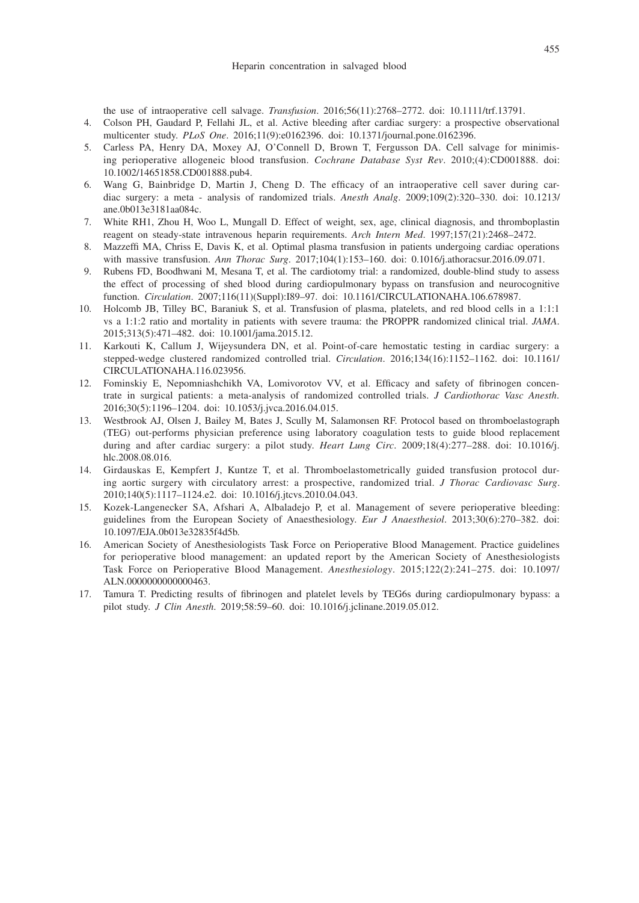the use of intraoperative cell salvage. *Transfusion*. 2016;56(11):2768–2772. doi: 10.1111/trf.13791.

4. Colson PH, Gaudard P, Fellahi JL, et al. Active bleeding after cardiac surgery: a prospective observational multicenter study. *PLoS One*. 2016;11(9):e0162396. doi: 10.1371/journal.pone.0162396.
5. Carless PA, Henry DA, Moxey AJ, O'Connell D, Brown T, Fergusson DA. Cell salvage for minimising perioperative allogeneic blood transfusion. *Cochrane Database Syst Rev*. 2010;(4):CD001888. doi: 10.1002/14651858.CD001888.pub4.
6. Wang G, Bainbridge D, Martin J, Cheng D. The efficacy of an intraoperative cell saver during cardiac surgery: a meta - analysis of randomized trials. *Anesth Analg*. 2009;109(2):320–330. doi: 10.1213/ane.0b013e3181aa084c.
7. White RH1, Zhou H, Woo L, Mungall D. Effect of weight, sex, age, clinical diagnosis, and thromboplastin reagent on steady-state intravenous heparin requirements. *Arch Intern Med*. 1997;157(21):2468–2472.
8. Mazzeffi MA, Chriss E, Davis K, et al. Optimal plasma transfusion in patients undergoing cardiac operations with massive transfusion. *Ann Thorac Surg*. 2017;104(1):153–160. doi: 0.1016/j.athoracsur.2016.09.071.
9. Rubens FD, Boodhwani M, Mesana T, et al. The cardiotomy trial: a randomized, double-blind study to assess the effect of processing of shed blood during cardiopulmonary bypass on transfusion and neurocognitive function. *Circulation*. 2007;116(11)(Suppl):I89–97. doi: 10.1161/CIRCULATIONAHA.106.678987.
10. Holcomb JB, Tilley BC, Baraniuk S, et al. Transfusion of plasma, platelets, and red blood cells in a 1:1:1 vs a 1:1:2 ratio and mortality in patients with severe trauma: the PROPPR randomized clinical trial. *JAMA*. 2015;313(5):471–482. doi: 10.1001/jama.2015.12.
11. Karkouti K, Callum J, Wijeysundera DN, et al. Point-of-care hemostatic testing in cardiac surgery: a stepped-wedge clustered randomized controlled trial. *Circulation*. 2016;134(16):1152–1162. doi: 10.1161/CIRCULATIONAHA.116.023956.
12. Fominskiy E, Nepomniashchikh VA, Lomivorotov VV, et al. Efficacy and safety of fibrinogen concentrate in surgical patients: a meta-analysis of randomized controlled trials. *J Cardiothorac Vasc Anesth*. 2016;30(5):1196–1204. doi: 10.1053/j.jvca.2016.04.015.
13. Westbrook AJ, Olsen J, Bailey M, Bates J, Scully M, Salamonsen RF. Protocol based on thromboelastograph (TEG) out-performs physician preference using laboratory coagulation tests to guide blood replacement during and after cardiac surgery: a pilot study. *Heart Lung Circ*. 2009;18(4):277–288. doi: 10.1016/j.hlc.2008.08.016.
14. Girdauskas E, Kempfert J, Kuntze T, et al. Thromboelastometrically guided transfusion protocol during aortic surgery with circulatory arrest: a prospective, randomized trial. *J Thorac Cardiovasc Surg*. 2010;140(5):1117–1124.e2. doi: 10.1016/j.jtcvs.2010.04.043.
15. Kozek-Langenecker SA, Afshari A, Albaladejo P, et al. Management of severe perioperative bleeding: guidelines from the European Society of Anaesthesiology. *Eur J Anaesthesiol*. 2013;30(6):270–382. doi: 10.1097/EJA.0b013e32835f4d5b.
16. American Society of Anesthesiologists Task Force on Perioperative Blood Management. Practice guidelines for perioperative blood management: an updated report by the American Society of Anesthesiologists Task Force on Perioperative Blood Management. *Anesthesiology*. 2015;122(2):241–275. doi: 10.1097/ALN.0000000000000463.
17. Tamura T. Predicting results of fibrinogen and platelet levels by TEG6s during cardiopulmonary bypass: a pilot study. *J Clin Anesth*. 2019;58:59–60. doi: 10.1016/j.jclinane.2019.05.012.